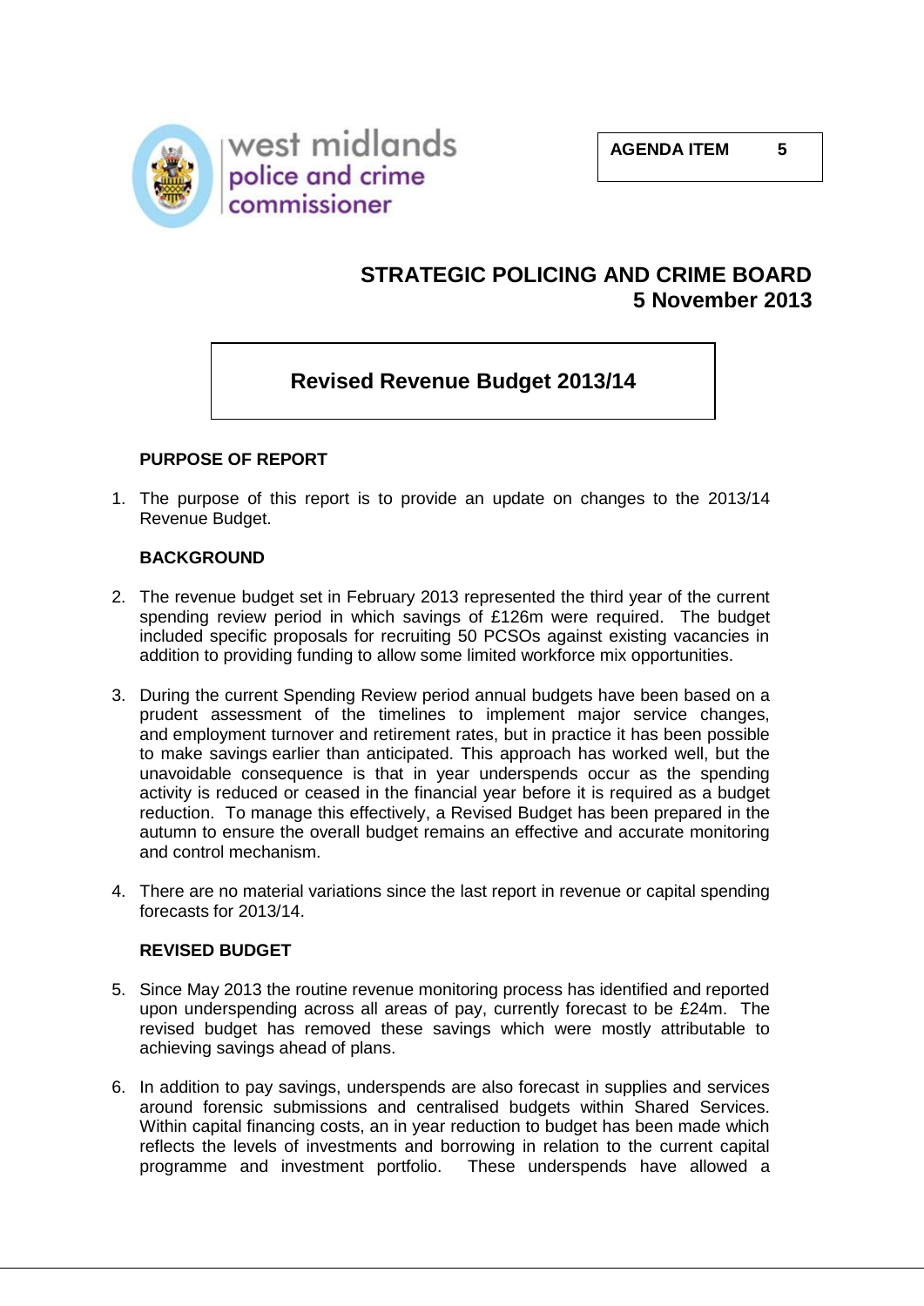west midlands
police and crime
commissioner

**AGENDA ITEM 5**

## STRATEGIC POLICING AND CRIME BOARD
## 5 November 2013

# Revised Revenue Budget 2013/14

### PURPOSE OF REPORT

1. The purpose of this report is to provide an update on changes to the 2013/14 Revenue Budget.

### BACKGROUND

2. The revenue budget set in February 2013 represented the third year of the current spending review period in which savings of £126m were required. The budget included specific proposals for recruiting 50 PCSOs against existing vacancies in addition to providing funding to allow some limited workforce mix opportunities.

3. During the current Spending Review period annual budgets have been based on a prudent assessment of the timelines to implement major service changes, and employment turnover and retirement rates, but in practice it has been possible to make savings earlier than anticipated. This approach has worked well, but the unavoidable consequence is that in year underspends occur as the spending activity is reduced or ceased in the financial year before it is required as a budget reduction. To manage this effectively, a Revised Budget has been prepared in the autumn to ensure the overall budget remains an effective and accurate monitoring and control mechanism.

4. There are no material variations since the last report in revenue or capital spending forecasts for 2013/14.

### REVISED BUDGET

5. Since May 2013 the routine revenue monitoring process has identified and reported upon underspending across all areas of pay, currently forecast to be £24m. The revised budget has removed these savings which were mostly attributable to achieving savings ahead of plans.

6. In addition to pay savings, underspends are also forecast in supplies and services around forensic submissions and centralised budgets within Shared Services. Within capital financing costs, an in year reduction to budget has been made which reflects the levels of investments and borrowing in relation to the current capital programme and investment portfolio. These underspends have allowed a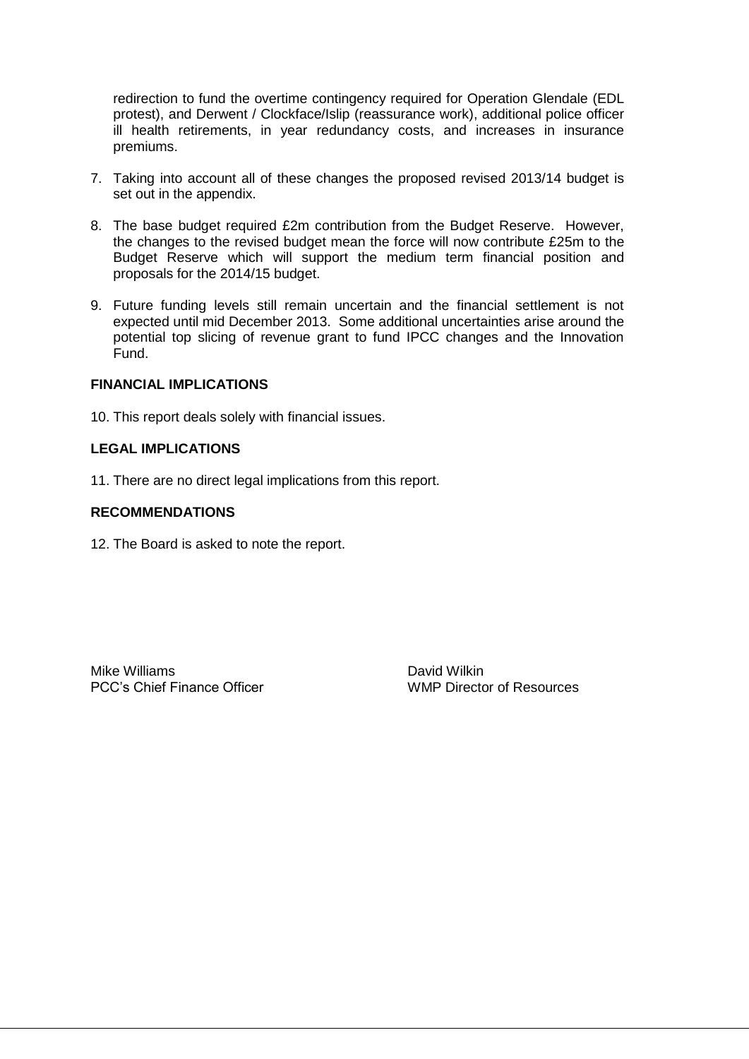redirection to fund the overtime contingency required for Operation Glendale (EDL protest), and Derwent / Clockface/Islip (reassurance work), additional police officer ill health retirements, in year redundancy costs, and increases in insurance premiums.

7. Taking into account all of these changes the proposed revised 2013/14 budget is set out in the appendix.

8. The base budget required £2m contribution from the Budget Reserve. However, the changes to the revised budget mean the force will now contribute £25m to the Budget Reserve which will support the medium term financial position and proposals for the 2014/15 budget.

9. Future funding levels still remain uncertain and the financial settlement is not expected until mid December 2013. Some additional uncertainties arise around the potential top slicing of revenue grant to fund IPCC changes and the Innovation Fund.

**FINANCIAL IMPLICATIONS**

10. This report deals solely with financial issues.

**LEGAL IMPLICATIONS**

11. There are no direct legal implications from this report.

**RECOMMENDATIONS**

12. The Board is asked to note the report.

Mike Williams
PCC's Chief Finance Officer

David Wilkin
WMP Director of Resources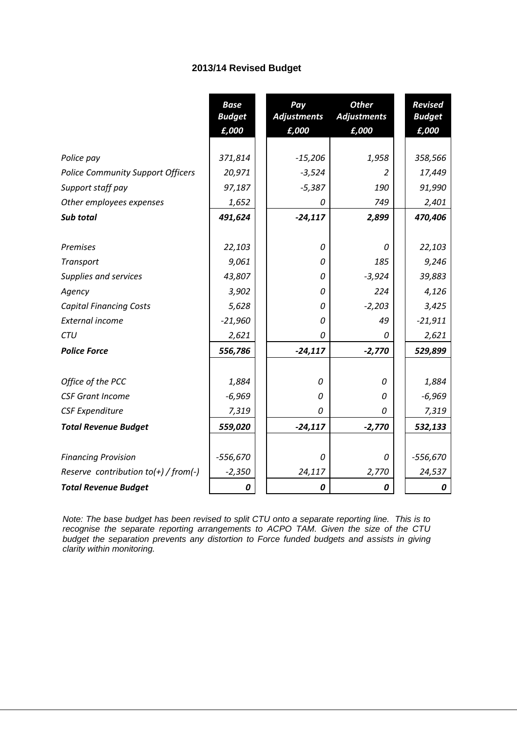## 2013/14 Revised Budget

| | ***Base Budget £,000*** | ***Pay Adjustments £,000*** | ***Other Adjustments £,000*** | ***Revised Budget £,000*** |
|---|---|---|---|---|
| *Police pay* | *371,814* | *-15,206* | *1,958* | *358,566* |
| *Police Community Support Officers* | *20,971* | *-3,524* | *2* | *17,449* |
| *Support staff pay* | *97,187* | *-5,387* | *190* | *91,990* |
| *Other employees expenses* | *1,652* | *0* | *749* | *2,401* |
| ***Sub total*** | ***491,624*** | ***-24,117*** | ***2,899*** | ***470,406*** |
| | | | | |
| *Premises* | *22,103* | *0* | *0* | *22,103* |
| *Transport* | *9,061* | *0* | *185* | *9,246* |
| *Supplies and services* | *43,807* | *0* | *-3,924* | *39,883* |
| *Agency* | *3,902* | *0* | *224* | *4,126* |
| *Capital Financing Costs* | *5,628* | *0* | *-2,203* | *3,425* |
| *External income* | *-21,960* | *0* | *49* | *-21,911* |
| *CTU* | *2,621* | *0* | *0* | *2,621* |
| ***Police Force*** | ***556,786*** | ***-24,117*** | ***-2,770*** | ***529,899*** |
| | | | | |
| *Office of the PCC* | *1,884* | *0* | *0* | *1,884* |
| *CSF Grant Income* | *-6,969* | *0* | *0* | *-6,969* |
| *CSF Expenditure* | *7,319* | *0* | *0* | *7,319* |
| ***Total Revenue Budget*** | ***559,020*** | ***-24,117*** | ***-2,770*** | ***532,133*** |
| | | | | |
| *Financing Provision* | *-556,670* | *0* | *0* | *-556,670* |
| *Reserve contribution to(+) / from(-)* | *-2,350* | *24,117* | *2,770* | *24,537* |
| ***Total Revenue Budget*** | ***0*** | ***0*** | ***0*** | ***0*** |

*Note: The base budget has been revised to split CTU onto a separate reporting line. This is to recognise the separate reporting arrangements to ACPO TAM. Given the size of the CTU budget the separation prevents any distortion to Force funded budgets and assists in giving clarity within monitoring.*